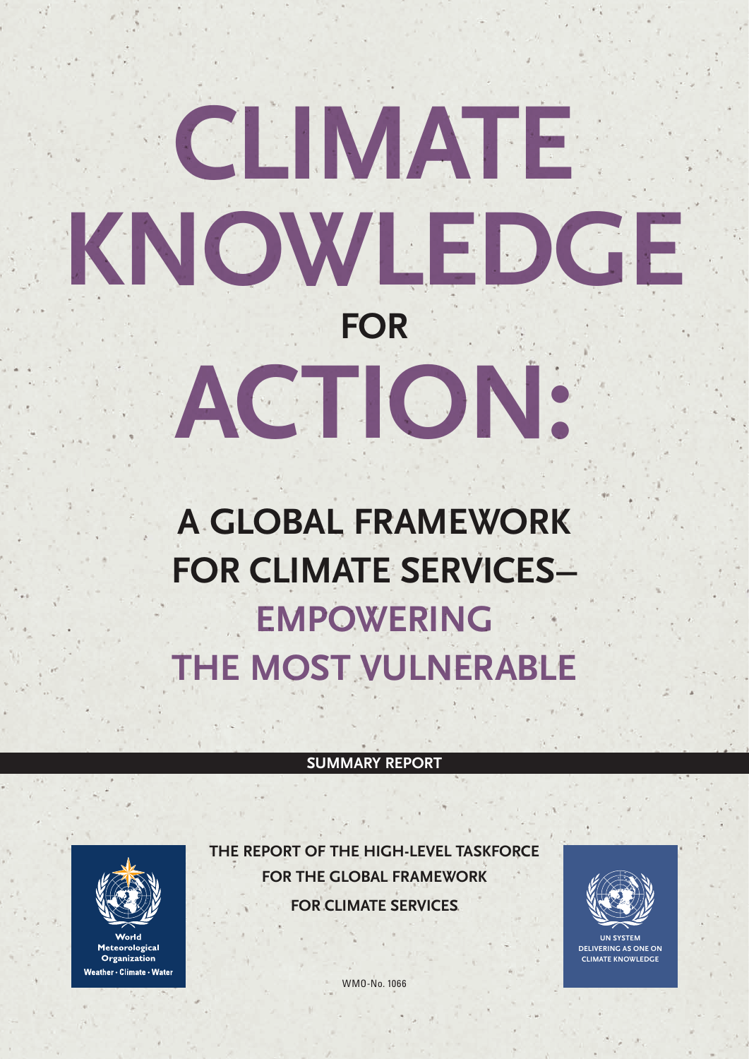# CLIMATE KNOWLEDGE FOR ACTION:

## A GLOBAL FRAMEWORK FOR CLIMATE SERVICES– EMPOWERING THE MOST VULNERABLE

**SUMMARY REPORT**

World Meteorological Organization
Weather • Climate • Water

THE REPORT OF THE HIGH-LEVEL TASKFORCE FOR THE GLOBAL FRAMEWORK FOR CLIMATE SERVICES

UN SYSTEM DELIVERING AS ONE ON CLIMATE KNOWLEDGE

WMO-No. 1066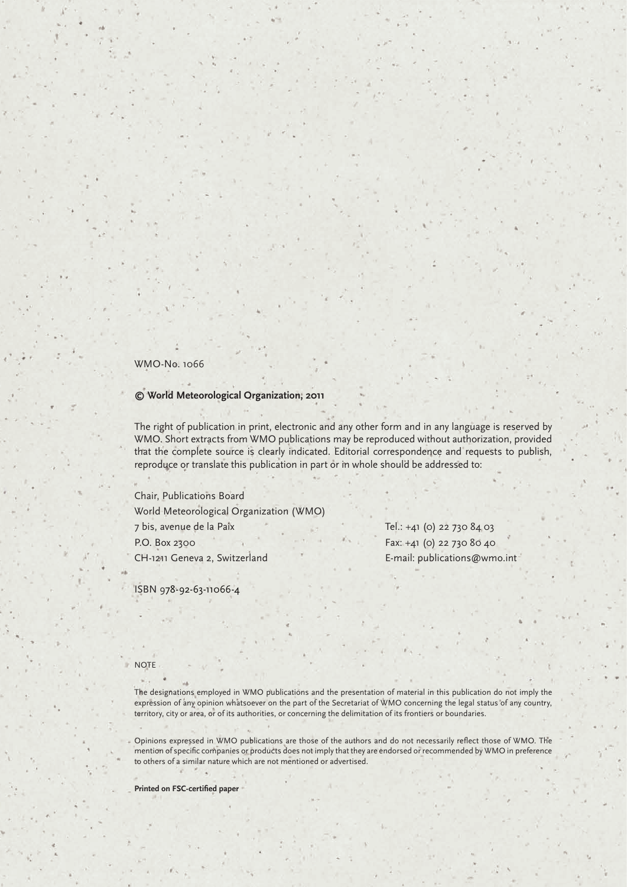WMO-No. 1066

**© World Meteorological Organization, 2011**

The right of publication in print, electronic and any other form and in any language is reserved by WMO. Short extracts from WMO publications may be reproduced without authorization, provided that the complete source is clearly indicated. Editorial correspondence and requests to publish, reproduce or translate this publication in part or in whole should be addressed to:

Chair, Publications Board
World Meteorological Organization (WMO)
7 bis, avenue de la Paix
P.O. Box 2300
CH-1211 Geneva 2, Switzerland

Tel.: +41 (0) 22 730 84 03
Fax: +41 (0) 22 730 80 40
E-mail: publications@wmo.int

ISBN 978-92-63-11066-4

NOTE

The designations employed in WMO publications and the presentation of material in this publication do not imply the expression of any opinion whatsoever on the part of the Secretariat of WMO concerning the legal status of any country, territory, city or area, or of its authorities, or concerning the delimitation of its frontiers or boundaries.

Opinions expressed in WMO publications are those of the authors and do not necessarily reflect those of WMO. The mention of specific companies or products does not imply that they are endorsed or recommended by WMO in preference to others of a similar nature which are not mentioned or advertised.

**Printed on FSC-certified paper**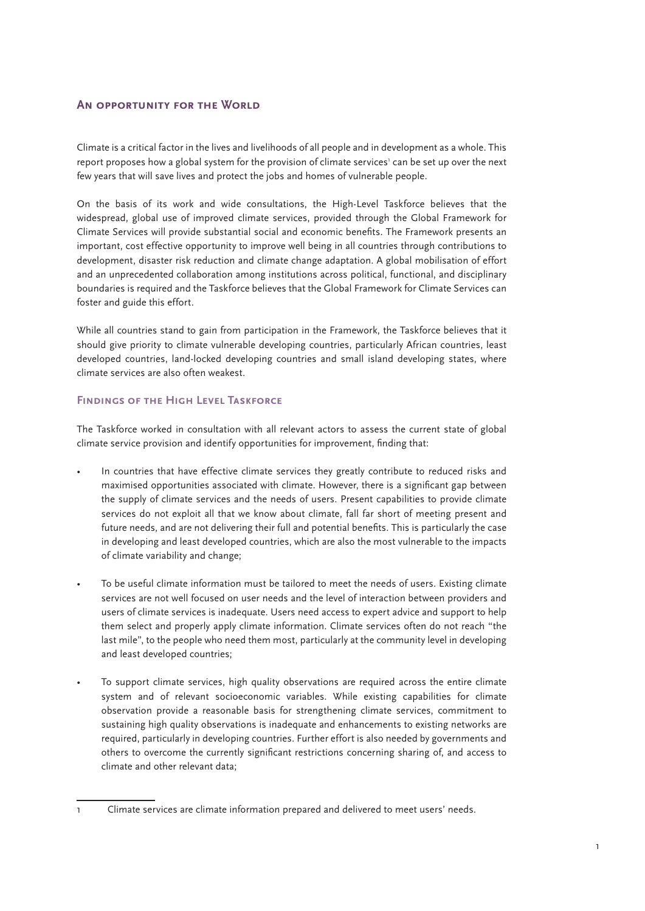## An opportunity for the World

Climate is a critical factor in the lives and livelihoods of all people and in development as a whole. This report proposes how a global system for the provision of climate services[1] can be set up over the next few years that will save lives and protect the jobs and homes of vulnerable people.

On the basis of its work and wide consultations, the High-Level Taskforce believes that the widespread, global use of improved climate services, provided through the Global Framework for Climate Services will provide substantial social and economic benefits. The Framework presents an important, cost effective opportunity to improve well being in all countries through contributions to development, disaster risk reduction and climate change adaptation. A global mobilisation of effort and an unprecedented collaboration among institutions across political, functional, and disciplinary boundaries is required and the Taskforce believes that the Global Framework for Climate Services can foster and guide this effort.

While all countries stand to gain from participation in the Framework, the Taskforce believes that it should give priority to climate vulnerable developing countries, particularly African countries, least developed countries, land-locked developing countries and small island developing states, where climate services are also often weakest.

### Findings of the High Level Taskforce

The Taskforce worked in consultation with all relevant actors to assess the current state of global climate service provision and identify opportunities for improvement, finding that:

- In countries that have effective climate services they greatly contribute to reduced risks and maximised opportunities associated with climate. However, there is a significant gap between the supply of climate services and the needs of users. Present capabilities to provide climate services do not exploit all that we know about climate, fall far short of meeting present and future needs, and are not delivering their full and potential benefits. This is particularly the case in developing and least developed countries, which are also the most vulnerable to the impacts of climate variability and change;

- To be useful climate information must be tailored to meet the needs of users. Existing climate services are not well focused on user needs and the level of interaction between providers and users of climate services is inadequate. Users need access to expert advice and support to help them select and properly apply climate information. Climate services often do not reach "the last mile", to the people who need them most, particularly at the community level in developing and least developed countries;

- To support climate services, high quality observations are required across the entire climate system and of relevant socioeconomic variables. While existing capabilities for climate observation provide a reasonable basis for strengthening climate services, commitment to sustaining high quality observations is inadequate and enhancements to existing networks are required, particularly in developing countries. Further effort is also needed by governments and others to overcome the currently significant restrictions concerning sharing of, and access to climate and other relevant data;

---

[1] Climate services are climate information prepared and delivered to meet users' needs.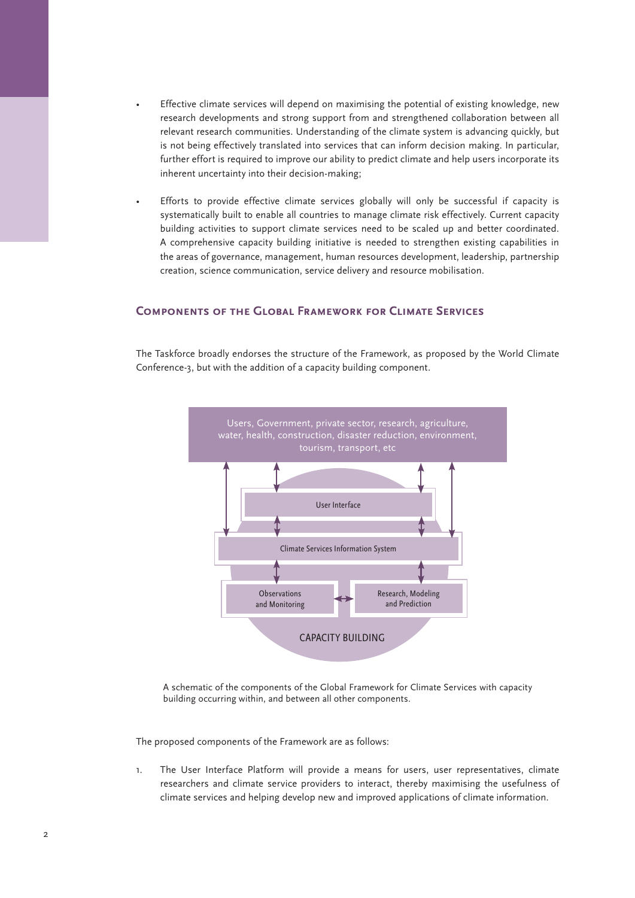- Effective climate services will depend on maximising the potential of existing knowledge, new research developments and strong support from and strengthened collaboration between all relevant research communities. Understanding of the climate system is advancing quickly, but is not being effectively translated into services that can inform decision making. In particular, further effort is required to improve our ability to predict climate and help users incorporate its inherent uncertainty into their decision-making;

- Efforts to provide effective climate services globally will only be successful if capacity is systematically built to enable all countries to manage climate risk effectively. Current capacity building activities to support climate services need to be scaled up and better coordinated. A comprehensive capacity building initiative is needed to strengthen existing capabilities in the areas of governance, management, human resources development, leadership, partnership creation, science communication, service delivery and resource mobilisation.

## Components of the Global Framework for Climate Services

The Taskforce broadly endorses the structure of the Framework, as proposed by the World Climate Conference-3, but with the addition of a capacity building component.

Users, Government, private sector, research, agriculture, water, health, construction, disaster reduction, environment, tourism, transport, etc

User Interface

Climate Services Information System

Observations and Monitoring

Research, Modeling and Prediction

CAPACITY BUILDING

A schematic of the components of the Global Framework for Climate Services with capacity building occurring within, and between all other components.

The proposed components of the Framework are as follows:

1. The User Interface Platform will provide a means for users, user representatives, climate researchers and climate service providers to interact, thereby maximising the usefulness of climate services and helping develop new and improved applications of climate information.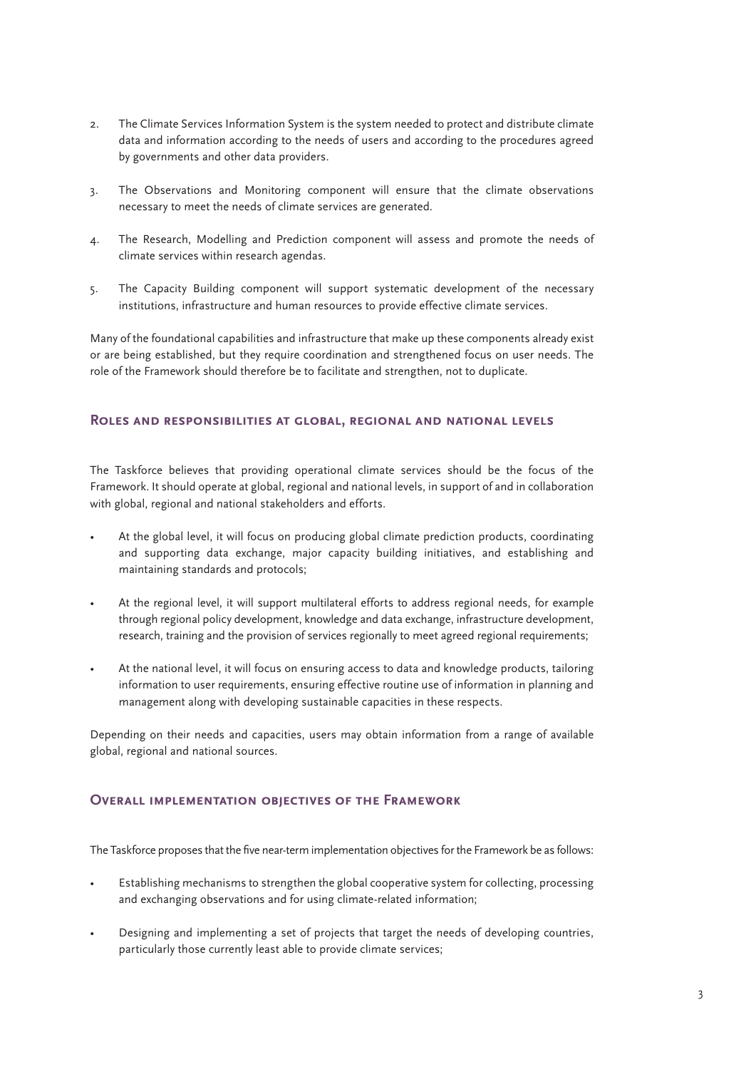2. The Climate Services Information System is the system needed to protect and distribute climate data and information according to the needs of users and according to the procedures agreed by governments and other data providers.

3. The Observations and Monitoring component will ensure that the climate observations necessary to meet the needs of climate services are generated.

4. The Research, Modelling and Prediction component will assess and promote the needs of climate services within research agendas.

5. The Capacity Building component will support systematic development of the necessary institutions, infrastructure and human resources to provide effective climate services.

Many of the foundational capabilities and infrastructure that make up these components already exist or are being established, but they require coordination and strengthened focus on user needs. The role of the Framework should therefore be to facilitate and strengthen, not to duplicate.

## Roles and responsibilities at global, regional and national levels

The Taskforce believes that providing operational climate services should be the focus of the Framework. It should operate at global, regional and national levels, in support of and in collaboration with global, regional and national stakeholders and efforts.

- At the global level, it will focus on producing global climate prediction products, coordinating and supporting data exchange, major capacity building initiatives, and establishing and maintaining standards and protocols;
- At the regional level, it will support multilateral efforts to address regional needs, for example through regional policy development, knowledge and data exchange, infrastructure development, research, training and the provision of services regionally to meet agreed regional requirements;
- At the national level, it will focus on ensuring access to data and knowledge products, tailoring information to user requirements, ensuring effective routine use of information in planning and management along with developing sustainable capacities in these respects.

Depending on their needs and capacities, users may obtain information from a range of available global, regional and national sources.

## Overall implementation objectives of the Framework

The Taskforce proposes that the five near-term implementation objectives for the Framework be as follows:

- Establishing mechanisms to strengthen the global cooperative system for collecting, processing and exchanging observations and for using climate-related information;
- Designing and implementing a set of projects that target the needs of developing countries, particularly those currently least able to provide climate services;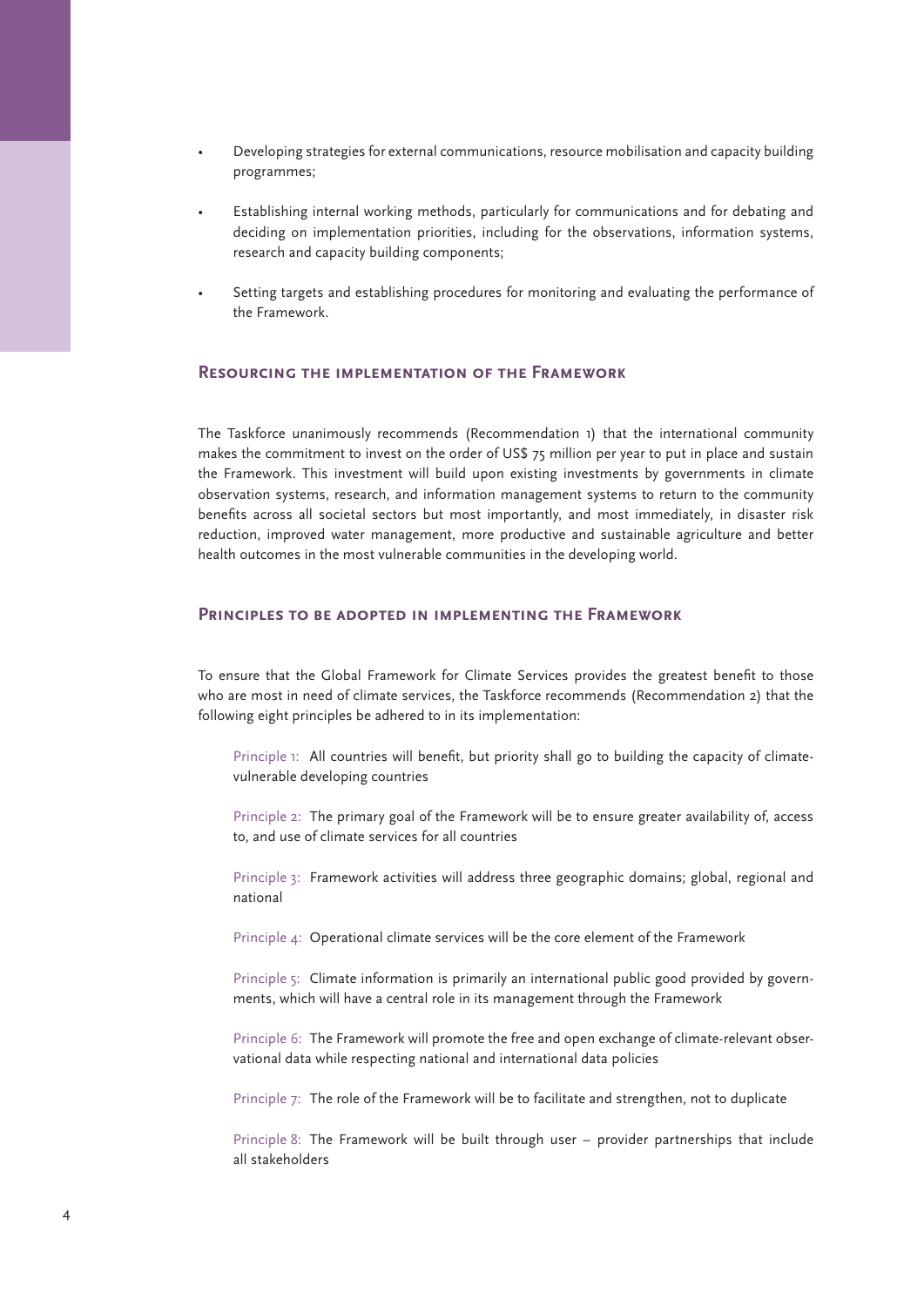- Developing strategies for external communications, resource mobilisation and capacity building programmes;
- Establishing internal working methods, particularly for communications and for debating and deciding on implementation priorities, including for the observations, information systems, research and capacity building components;
- Setting targets and establishing procedures for monitoring and evaluating the performance of the Framework.

## Resourcing the implementation of the Framework

The Taskforce unanimously recommends (Recommendation 1) that the international community makes the commitment to invest on the order of US$ 75 million per year to put in place and sustain the Framework. This investment will build upon existing investments by governments in climate observation systems, research, and information management systems to return to the community benefits across all societal sectors but most importantly, and most immediately, in disaster risk reduction, improved water management, more productive and sustainable agriculture and better health outcomes in the most vulnerable communities in the developing world.

## Principles to be adopted in implementing the Framework

To ensure that the Global Framework for Climate Services provides the greatest benefit to those who are most in need of climate services, the Taskforce recommends (Recommendation 2) that the following eight principles be adhered to in its implementation:

Principle 1: All countries will benefit, but priority shall go to building the capacity of climate-vulnerable developing countries

Principle 2: The primary goal of the Framework will be to ensure greater availability of, access to, and use of climate services for all countries

Principle 3: Framework activities will address three geographic domains; global, regional and national

Principle 4: Operational climate services will be the core element of the Framework

Principle 5: Climate information is primarily an international public good provided by governments, which will have a central role in its management through the Framework

Principle 6: The Framework will promote the free and open exchange of climate-relevant observational data while respecting national and international data policies

Principle 7: The role of the Framework will be to facilitate and strengthen, not to duplicate

Principle 8: The Framework will be built through user – provider partnerships that include all stakeholders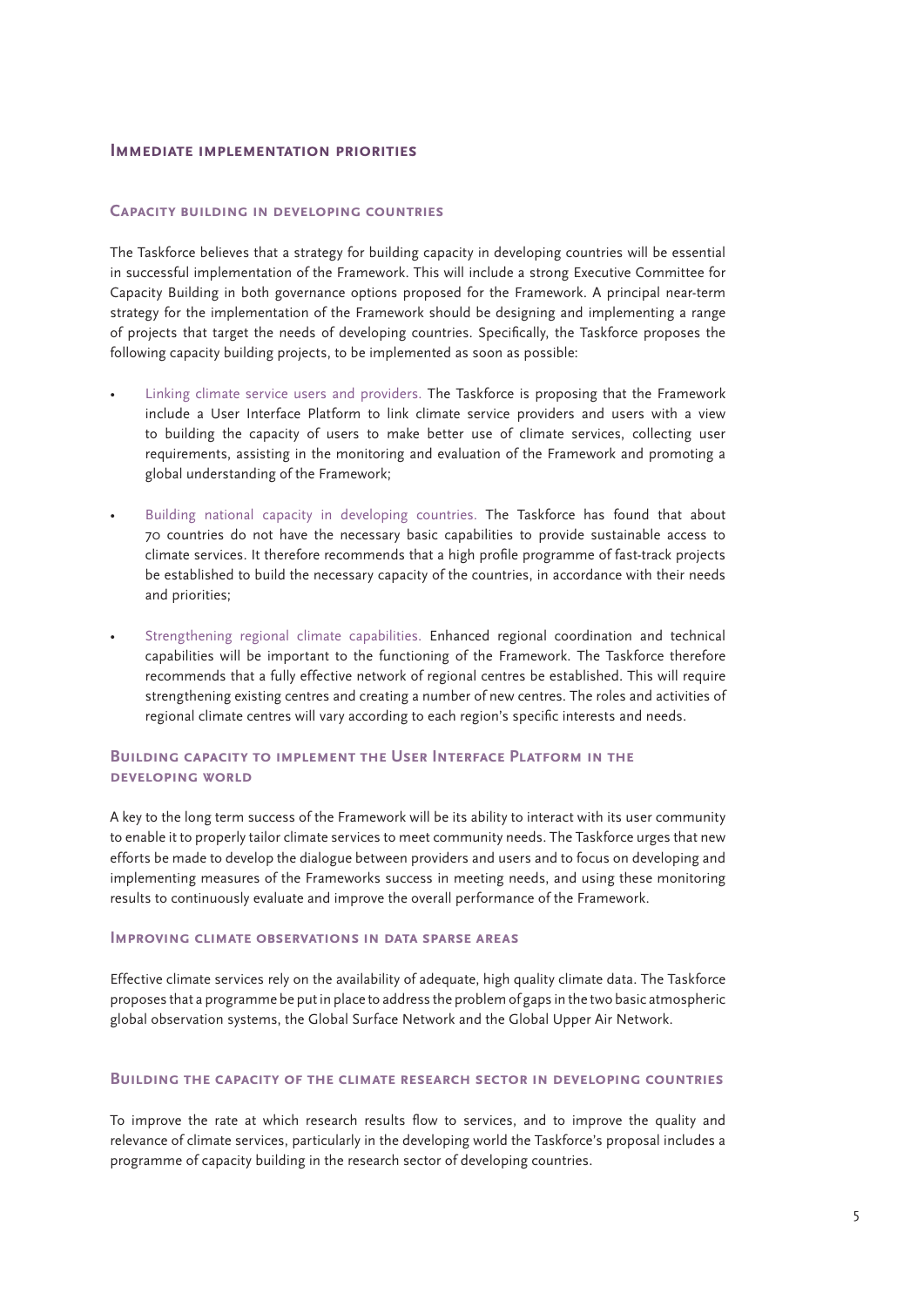## Immediate implementation priorities

### Capacity building in developing countries

The Taskforce believes that a strategy for building capacity in developing countries will be essential in successful implementation of the Framework. This will include a strong Executive Committee for Capacity Building in both governance options proposed for the Framework. A principal near-term strategy for the implementation of the Framework should be designing and implementing a range of projects that target the needs of developing countries. Specifically, the Taskforce proposes the following capacity building projects, to be implemented as soon as possible:

- Linking climate service users and providers. The Taskforce is proposing that the Framework include a User Interface Platform to link climate service providers and users with a view to building the capacity of users to make better use of climate services, collecting user requirements, assisting in the monitoring and evaluation of the Framework and promoting a global understanding of the Framework;

- Building national capacity in developing countries. The Taskforce has found that about 70 countries do not have the necessary basic capabilities to provide sustainable access to climate services. It therefore recommends that a high profile programme of fast-track projects be established to build the necessary capacity of the countries, in accordance with their needs and priorities;

- Strengthening regional climate capabilities. Enhanced regional coordination and technical capabilities will be important to the functioning of the Framework. The Taskforce therefore recommends that a fully effective network of regional centres be established. This will require strengthening existing centres and creating a number of new centres. The roles and activities of regional climate centres will vary according to each region's specific interests and needs.

### Building capacity to implement the User Interface Platform in the developing world

A key to the long term success of the Framework will be its ability to interact with its user community to enable it to properly tailor climate services to meet community needs. The Taskforce urges that new efforts be made to develop the dialogue between providers and users and to focus on developing and implementing measures of the Frameworks success in meeting needs, and using these monitoring results to continuously evaluate and improve the overall performance of the Framework.

### Improving climate observations in data sparse areas

Effective climate services rely on the availability of adequate, high quality climate data. The Taskforce proposes that a programme be put in place to address the problem of gaps in the two basic atmospheric global observation systems, the Global Surface Network and the Global Upper Air Network.

### Building the capacity of the climate research sector in developing countries

To improve the rate at which research results flow to services, and to improve the quality and relevance of climate services, particularly in the developing world the Taskforce's proposal includes a programme of capacity building in the research sector of developing countries.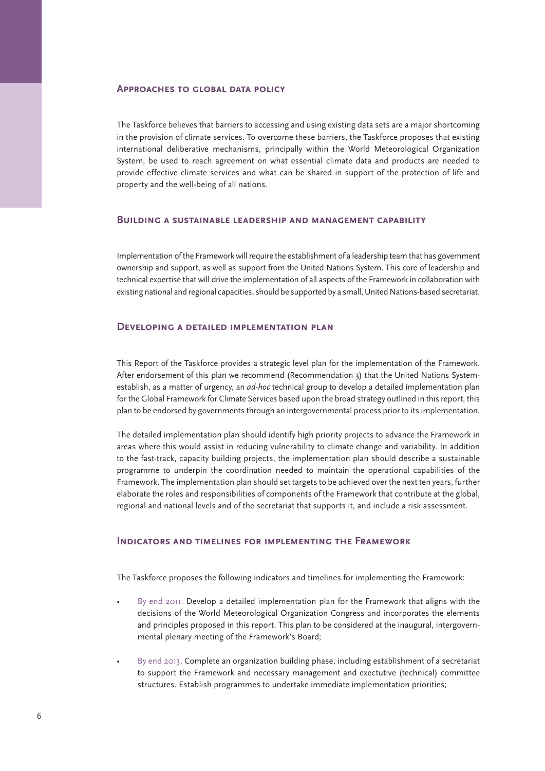## Approaches to global data policy

The Taskforce believes that barriers to accessing and using existing data sets are a major shortcoming in the provision of climate services. To overcome these barriers, the Taskforce proposes that existing international deliberative mechanisms, principally within the World Meteorological Organization System, be used to reach agreement on what essential climate data and products are needed to provide effective climate services and what can be shared in support of the protection of life and property and the well-being of all nations.

## Building a sustainable leadership and management capability

Implementation of the Framework will require the establishment of a leadership team that has government ownership and support, as well as support from the United Nations System. This core of leadership and technical expertise that will drive the implementation of all aspects of the Framework in collaboration with existing national and regional capacities, should be supported by a small, United Nations-based secretariat.

## Developing a detailed implementation plan

This Report of the Taskforce provides a strategic level plan for the implementation of the Framework. After endorsement of this plan we recommend (Recommendation 3) that the United Nations System establish, as a matter of urgency, an *ad-hoc* technical group to develop a detailed implementation plan for the Global Framework for Climate Services based upon the broad strategy outlined in this report, this plan to be endorsed by governments through an intergovernmental process prior to its implementation.

The detailed implementation plan should identify high priority projects to advance the Framework in areas where this would assist in reducing vulnerability to climate change and variability. In addition to the fast-track, capacity building projects, the implementation plan should describe a sustainable programme to underpin the coordination needed to maintain the operational capabilities of the Framework. The implementation plan should set targets to be achieved over the next ten years, further elaborate the roles and responsibilities of components of the Framework that contribute at the global, regional and national levels and of the secretariat that supports it, and include a risk assessment.

## Indicators and timelines for implementing the Framework

The Taskforce proposes the following indicators and timelines for implementing the Framework:

- By end 2011. Develop a detailed implementation plan for the Framework that aligns with the decisions of the World Meteorological Organization Congress and incorporates the elements and principles proposed in this report. This plan to be considered at the inaugural, intergovernmental plenary meeting of the Framework's Board;
- By end 2013. Complete an organization building phase, including establishment of a secretariat to support the Framework and necessary management and exectutive (technical) committee structures. Establish programmes to undertake immediate implementation priorities;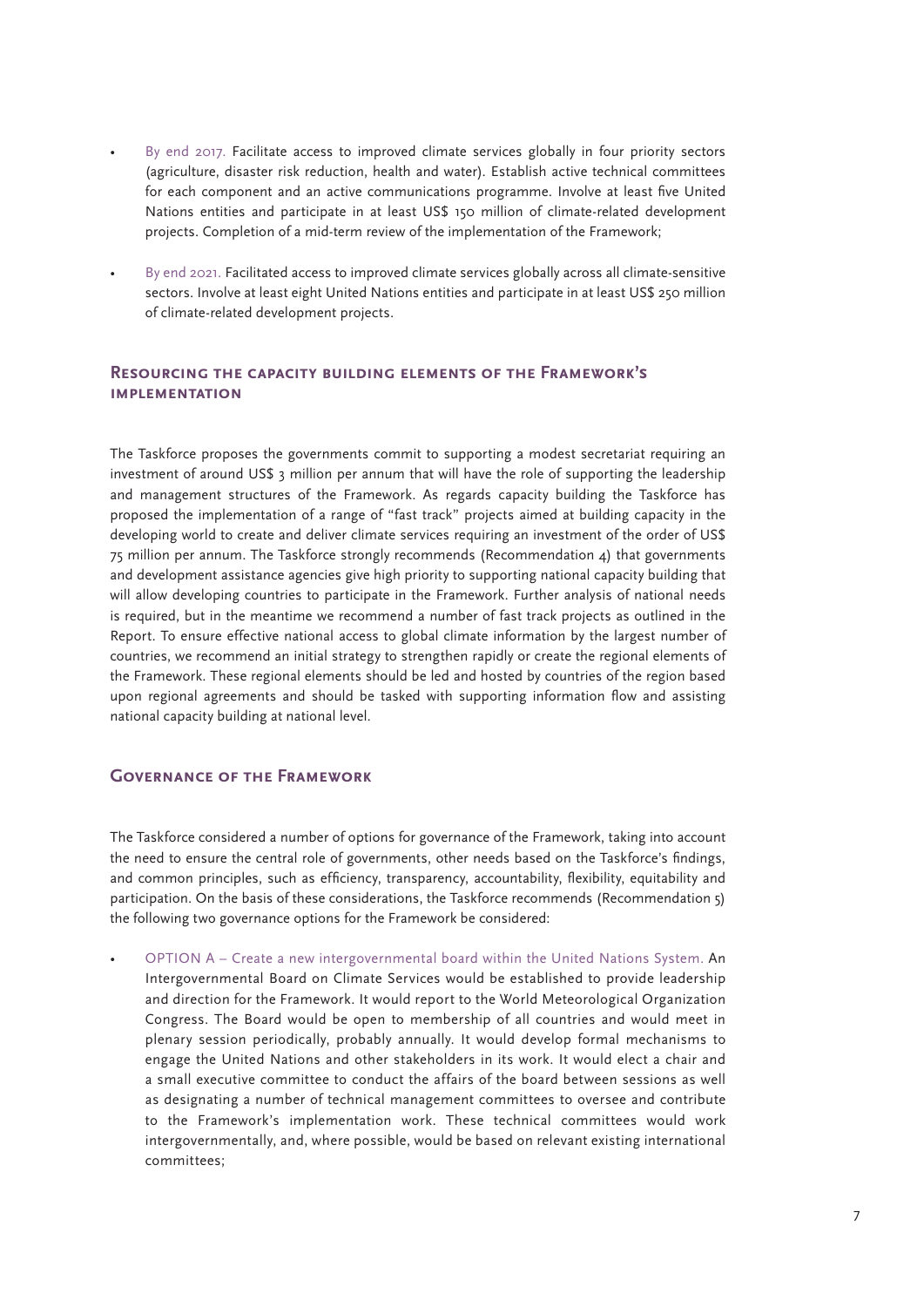- By end 2017. Facilitate access to improved climate services globally in four priority sectors (agriculture, disaster risk reduction, health and water). Establish active technical committees for each component and an active communications programme. Involve at least five United Nations entities and participate in at least US$ 150 million of climate-related development projects. Completion of a mid-term review of the implementation of the Framework;

- By end 2021. Facilitated access to improved climate services globally across all climate-sensitive sectors. Involve at least eight United Nations entities and participate in at least US$ 250 million of climate-related development projects.

## Resourcing the capacity building elements of the Framework's implementation

The Taskforce proposes the governments commit to supporting a modest secretariat requiring an investment of around US$ 3 million per annum that will have the role of supporting the leadership and management structures of the Framework. As regards capacity building the Taskforce has proposed the implementation of a range of "fast track" projects aimed at building capacity in the developing world to create and deliver climate services requiring an investment of the order of US$ 75 million per annum. The Taskforce strongly recommends (Recommendation 4) that governments and development assistance agencies give high priority to supporting national capacity building that will allow developing countries to participate in the Framework. Further analysis of national needs is required, but in the meantime we recommend a number of fast track projects as outlined in the Report. To ensure effective national access to global climate information by the largest number of countries, we recommend an initial strategy to strengthen rapidly or create the regional elements of the Framework. These regional elements should be led and hosted by countries of the region based upon regional agreements and should be tasked with supporting information flow and assisting national capacity building at national level.

## Governance of the Framework

The Taskforce considered a number of options for governance of the Framework, taking into account the need to ensure the central role of governments, other needs based on the Taskforce's findings, and common principles, such as efficiency, transparency, accountability, flexibility, equitability and participation. On the basis of these considerations, the Taskforce recommends (Recommendation 5) the following two governance options for the Framework be considered:

- OPTION A – Create a new intergovernmental board within the United Nations System. An Intergovernmental Board on Climate Services would be established to provide leadership and direction for the Framework. It would report to the World Meteorological Organization Congress. The Board would be open to membership of all countries and would meet in plenary session periodically, probably annually. It would develop formal mechanisms to engage the United Nations and other stakeholders in its work. It would elect a chair and a small executive committee to conduct the affairs of the board between sessions as well as designating a number of technical management committees to oversee and contribute to the Framework's implementation work. These technical committees would work intergovernmentally, and, where possible, would be based on relevant existing international committees;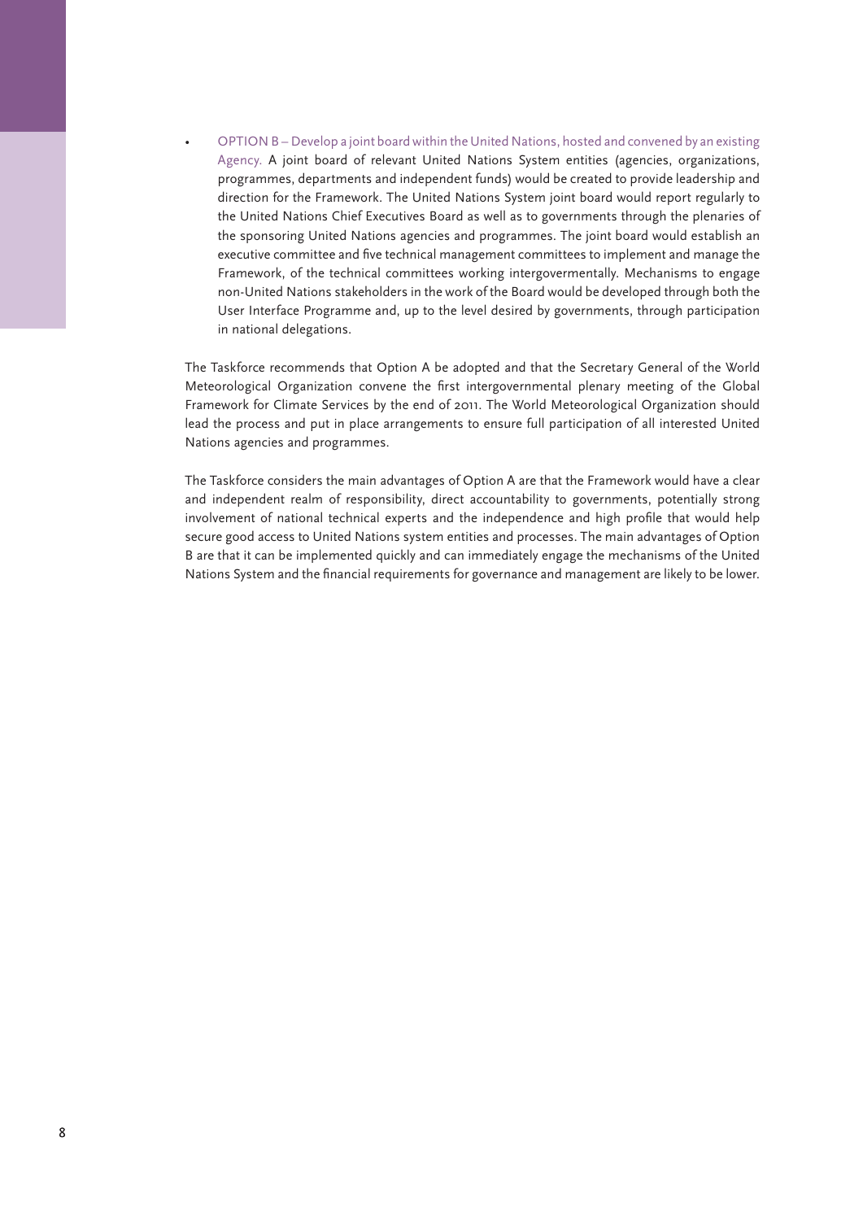- OPTION B – Develop a joint board within the United Nations, hosted and convened by an existing Agency. A joint board of relevant United Nations System entities (agencies, organizations, programmes, departments and independent funds) would be created to provide leadership and direction for the Framework. The United Nations System joint board would report regularly to the United Nations Chief Executives Board as well as to governments through the plenaries of the sponsoring United Nations agencies and programmes. The joint board would establish an executive committee and five technical management committees to implement and manage the Framework, of the technical committees working intergovermentally. Mechanisms to engage non-United Nations stakeholders in the work of the Board would be developed through both the User Interface Programme and, up to the level desired by governments, through participation in national delegations.

The Taskforce recommends that Option A be adopted and that the Secretary General of the World Meteorological Organization convene the first intergovernmental plenary meeting of the Global Framework for Climate Services by the end of 2011. The World Meteorological Organization should lead the process and put in place arrangements to ensure full participation of all interested United Nations agencies and programmes.

The Taskforce considers the main advantages of Option A are that the Framework would have a clear and independent realm of responsibility, direct accountability to governments, potentially strong involvement of national technical experts and the independence and high profile that would help secure good access to United Nations system entities and processes. The main advantages of Option B are that it can be implemented quickly and can immediately engage the mechanisms of the United Nations System and the financial requirements for governance and management are likely to be lower.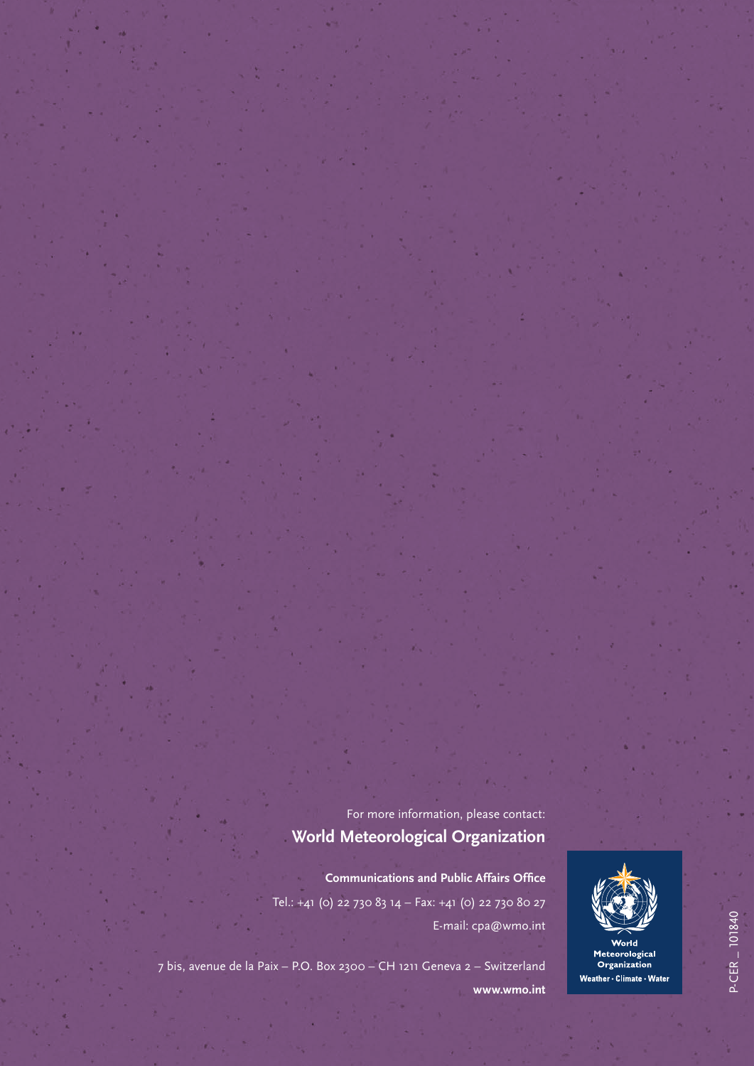For more information, please contact:

## World Meteorological Organization

**Communications and Public Affairs Office**

Tel.: +41 (0) 22 730 83 14 – Fax: +41 (0) 22 730 80 27

E-mail: cpa@wmo.int

7 bis, avenue de la Paix – P.O. Box 2300 – CH 1211 Geneva 2 – Switzerland

**www.wmo.int**

World Meteorological Organization
Weather • Climate • Water

P-CER _ 101840